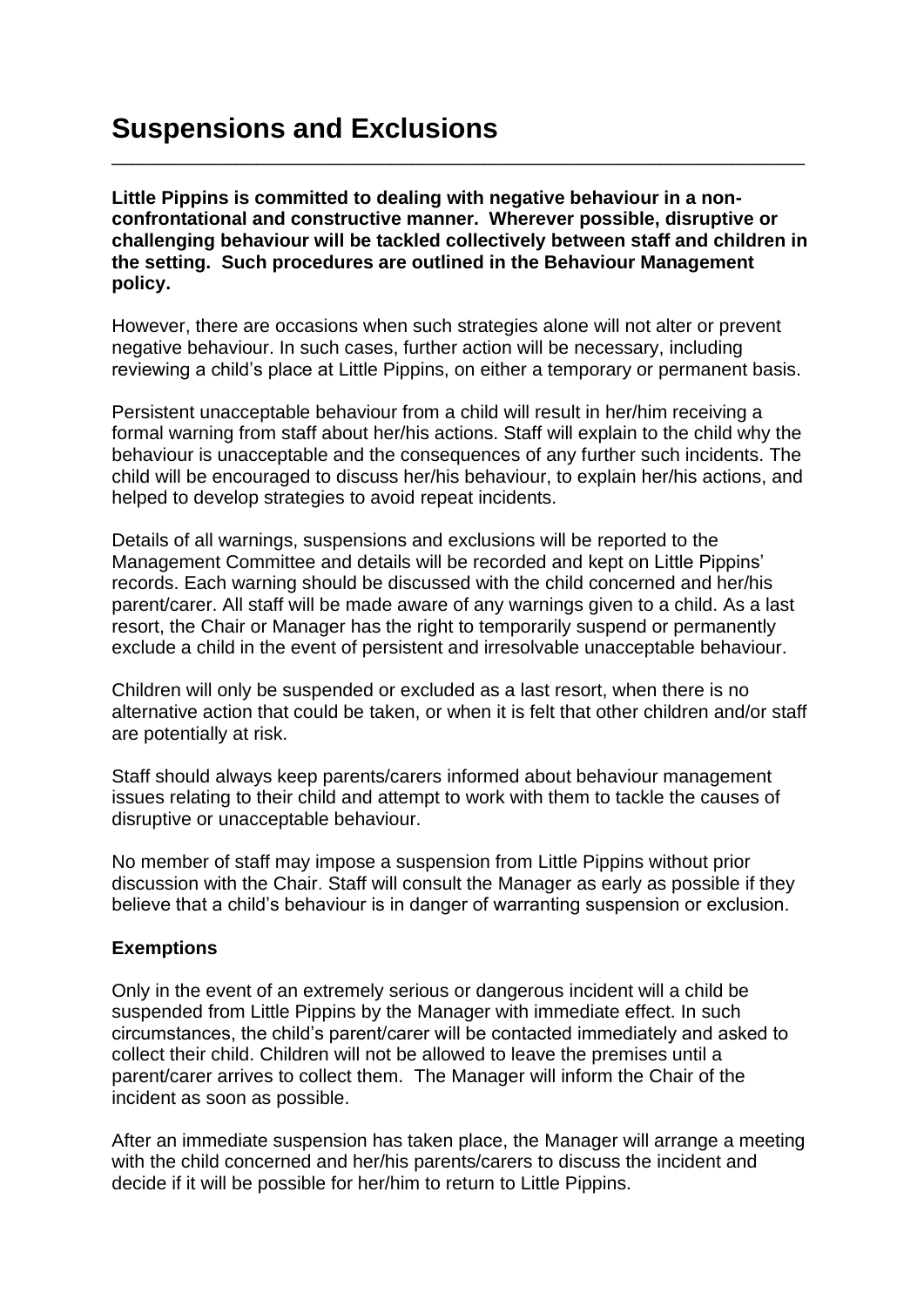# Suspensions and Exclusions

**Little Pippins is committed to dealing with negative behaviour in a non-confrontational and constructive manner. Wherever possible, disruptive or challenging behaviour will be tackled collectively between staff and children in the setting. Such procedures are outlined in the Behaviour Management policy.**

However, there are occasions when such strategies alone will not alter or prevent negative behaviour. In such cases, further action will be necessary, including reviewing a child's place at Little Pippins, on either a temporary or permanent basis.

Persistent unacceptable behaviour from a child will result in her/him receiving a formal warning from staff about her/his actions. Staff will explain to the child why the behaviour is unacceptable and the consequences of any further such incidents. The child will be encouraged to discuss her/his behaviour, to explain her/his actions, and helped to develop strategies to avoid repeat incidents.

Details of all warnings, suspensions and exclusions will be reported to the Management Committee and details will be recorded and kept on Little Pippins' records. Each warning should be discussed with the child concerned and her/his parent/carer. All staff will be made aware of any warnings given to a child. As a last resort, the Chair or Manager has the right to temporarily suspend or permanently exclude a child in the event of persistent and irresolvable unacceptable behaviour.

Children will only be suspended or excluded as a last resort, when there is no alternative action that could be taken, or when it is felt that other children and/or staff are potentially at risk.

Staff should always keep parents/carers informed about behaviour management issues relating to their child and attempt to work with them to tackle the causes of disruptive or unacceptable behaviour.

No member of staff may impose a suspension from Little Pippins without prior discussion with the Chair. Staff will consult the Manager as early as possible if they believe that a child's behaviour is in danger of warranting suspension or exclusion.

### Exemptions

Only in the event of an extremely serious or dangerous incident will a child be suspended from Little Pippins by the Manager with immediate effect. In such circumstances, the child's parent/carer will be contacted immediately and asked to collect their child. Children will not be allowed to leave the premises until a parent/carer arrives to collect them. The Manager will inform the Chair of the incident as soon as possible.

After an immediate suspension has taken place, the Manager will arrange a meeting with the child concerned and her/his parents/carers to discuss the incident and decide if it will be possible for her/him to return to Little Pippins.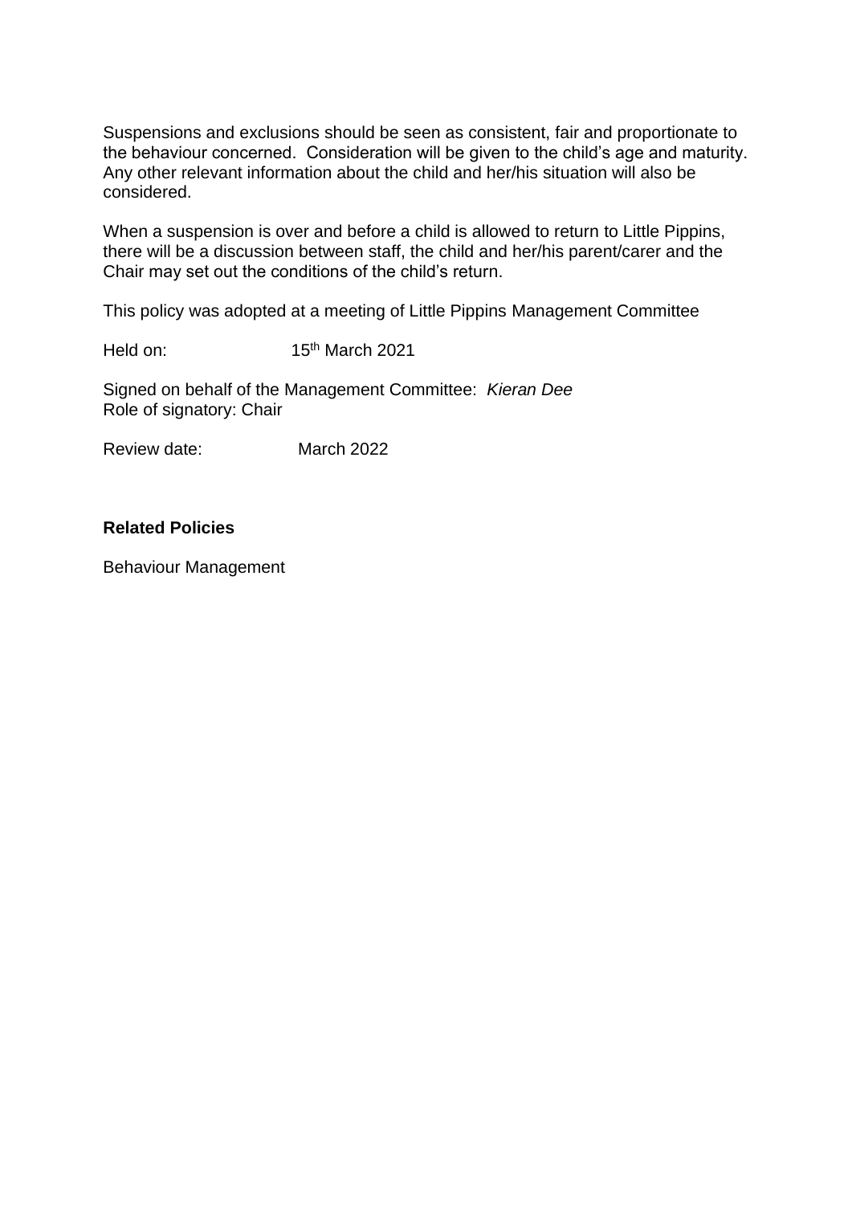Suspensions and exclusions should be seen as consistent, fair and proportionate to the behaviour concerned. Consideration will be given to the child's age and maturity. Any other relevant information about the child and her/his situation will also be considered.

When a suspension is over and before a child is allowed to return to Little Pippins, there will be a discussion between staff, the child and her/his parent/carer and the Chair may set out the conditions of the child's return.

This policy was adopted at a meeting of Little Pippins Management Committee

Held on: 15th March 2021

Signed on behalf of the Management Committee: *Kieran Dee*
Role of signatory: Chair

Review date: March 2022

**Related Policies**

Behaviour Management